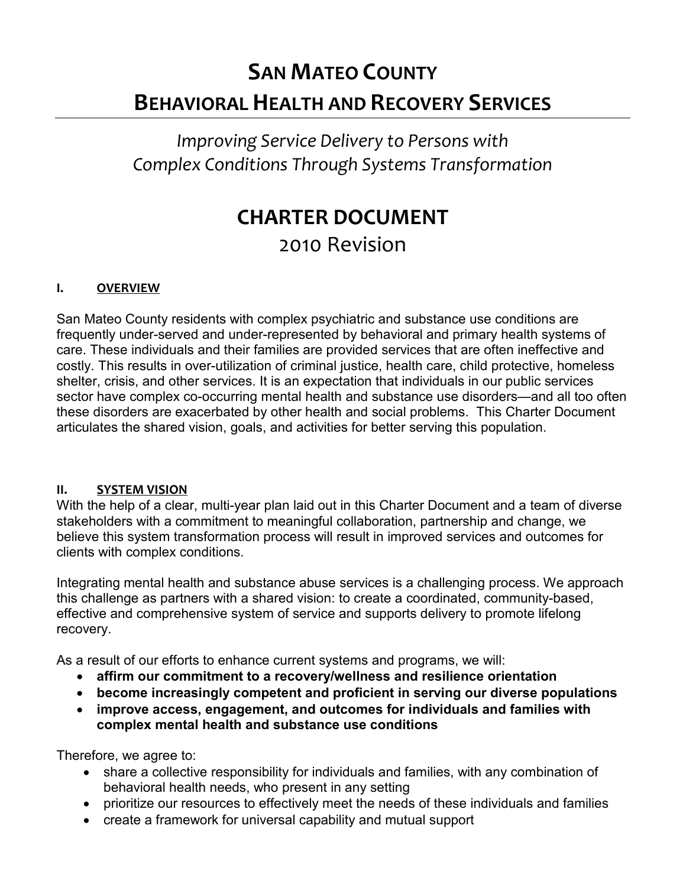# San Mateo County
# Behavioral Health and Recovery Services

*Improving Service Delivery to Persons with Complex Conditions Through Systems Transformation*

## CHARTER DOCUMENT

2010 Revision

### I. OVERVIEW

San Mateo County residents with complex psychiatric and substance use conditions are frequently under-served and under-represented by behavioral and primary health systems of care. These individuals and their families are provided services that are often ineffective and costly. This results in over-utilization of criminal justice, health care, child protective, homeless shelter, crisis, and other services. It is an expectation that individuals in our public services sector have complex co-occurring mental health and substance use disorders—and all too often these disorders are exacerbated by other health and social problems. This Charter Document articulates the shared vision, goals, and activities for better serving this population.

### II. SYSTEM VISION

With the help of a clear, multi-year plan laid out in this Charter Document and a team of diverse stakeholders with a commitment to meaningful collaboration, partnership and change, we believe this system transformation process will result in improved services and outcomes for clients with complex conditions.

Integrating mental health and substance abuse services is a challenging process. We approach this challenge as partners with a shared vision: to create a coordinated, community-based, effective and comprehensive system of service and supports delivery to promote lifelong recovery.

As a result of our efforts to enhance current systems and programs, we will:

- **affirm our commitment to a recovery/wellness and resilience orientation**
- **become increasingly competent and proficient in serving our diverse populations**
- **improve access, engagement, and outcomes for individuals and families with complex mental health and substance use conditions**

Therefore, we agree to:

- share a collective responsibility for individuals and families, with any combination of behavioral health needs, who present in any setting
- prioritize our resources to effectively meet the needs of these individuals and families
- create a framework for universal capability and mutual support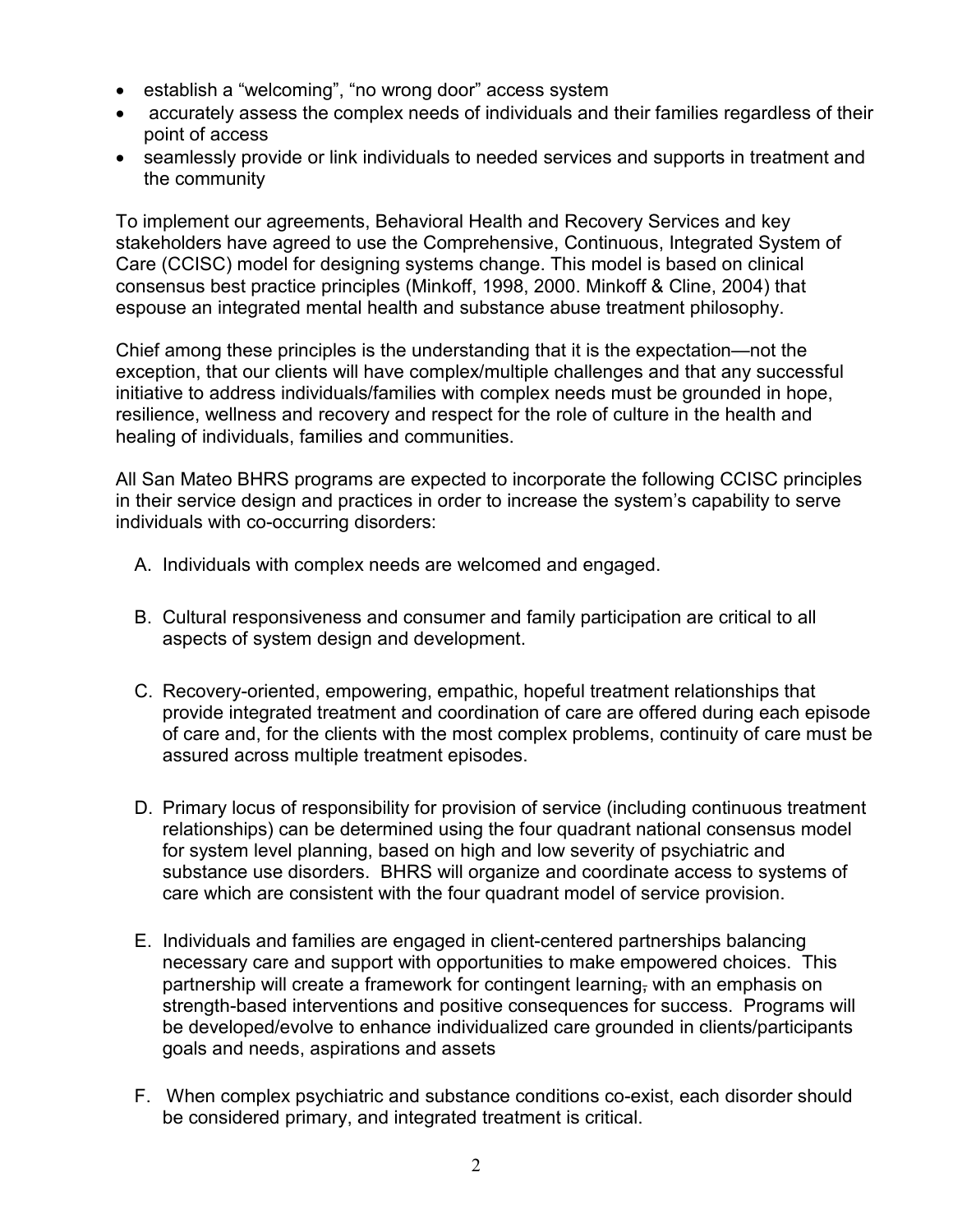- establish a "welcoming", "no wrong door" access system
- accurately assess the complex needs of individuals and their families regardless of their point of access
- seamlessly provide or link individuals to needed services and supports in treatment and the community

To implement our agreements, Behavioral Health and Recovery Services and key stakeholders have agreed to use the Comprehensive, Continuous, Integrated System of Care (CCISC) model for designing systems change. This model is based on clinical consensus best practice principles (Minkoff, 1998, 2000. Minkoff & Cline, 2004) that espouse an integrated mental health and substance abuse treatment philosophy.

Chief among these principles is the understanding that it is the expectation—not the exception, that our clients will have complex/multiple challenges and that any successful initiative to address individuals/families with complex needs must be grounded in hope, resilience, wellness and recovery and respect for the role of culture in the health and healing of individuals, families and communities.

All San Mateo BHRS programs are expected to incorporate the following CCISC principles in their service design and practices in order to increase the system's capability to serve individuals with co-occurring disorders:

A. Individuals with complex needs are welcomed and engaged.

B. Cultural responsiveness and consumer and family participation are critical to all aspects of system design and development.

C. Recovery-oriented, empowering, empathic, hopeful treatment relationships that provide integrated treatment and coordination of care are offered during each episode of care and, for the clients with the most complex problems, continuity of care must be assured across multiple treatment episodes.

D. Primary locus of responsibility for provision of service (including continuous treatment relationships) can be determined using the four quadrant national consensus model for system level planning, based on high and low severity of psychiatric and substance use disorders. BHRS will organize and coordinate access to systems of care which are consistent with the four quadrant model of service provision.

E. Individuals and families are engaged in client-centered partnerships balancing necessary care and support with opportunities to make empowered choices. This partnership will create a framework for contingent learning, with an emphasis on strength-based interventions and positive consequences for success. Programs will be developed/evolve to enhance individualized care grounded in clients/participants goals and needs, aspirations and assets

F. When complex psychiatric and substance conditions co-exist, each disorder should be considered primary, and integrated treatment is critical.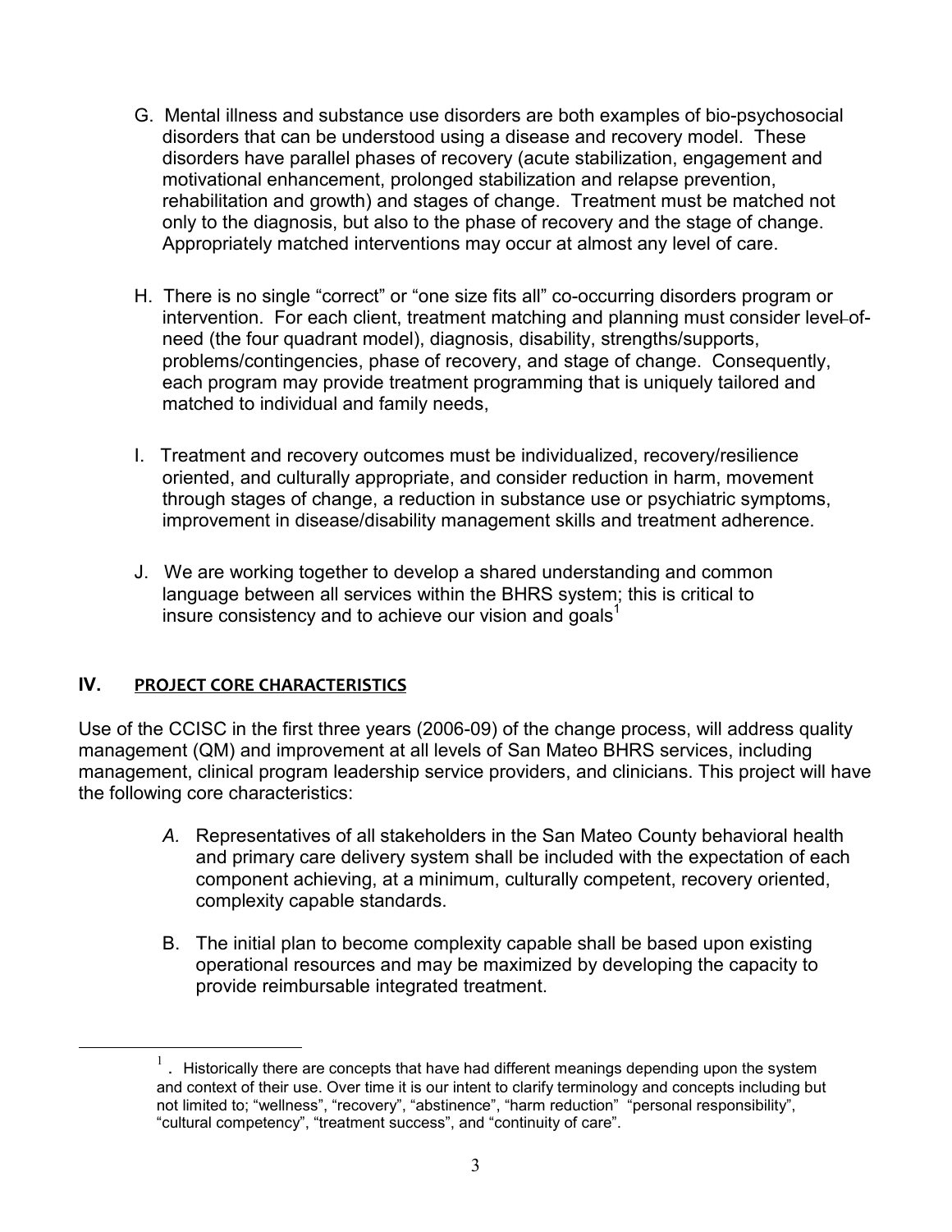G. Mental illness and substance use disorders are both examples of bio-psychosocial disorders that can be understood using a disease and recovery model. These disorders have parallel phases of recovery (acute stabilization, engagement and motivational enhancement, prolonged stabilization and relapse prevention, rehabilitation and growth) and stages of change. Treatment must be matched not only to the diagnosis, but also to the phase of recovery and the stage of change. Appropriately matched interventions may occur at almost any level of care.

H. There is no single "correct" or "one size fits all" co-occurring disorders program or intervention. For each client, treatment matching and planning must consider level-of-need (the four quadrant model), diagnosis, disability, strengths/supports, problems/contingencies, phase of recovery, and stage of change. Consequently, each program may provide treatment programming that is uniquely tailored and matched to individual and family needs,

I. Treatment and recovery outcomes must be individualized, recovery/resilience oriented, and culturally appropriate, and consider reduction in harm, movement through stages of change, a reduction in substance use or psychiatric symptoms, improvement in disease/disability management skills and treatment adherence.

J. We are working together to develop a shared understanding and common language between all services within the BHRS system; this is critical to insure consistency and to achieve our vision and goals[1]

## IV. PROJECT CORE CHARACTERISTICS

Use of the CCISC in the first three years (2006-09) of the change process, will address quality management (QM) and improvement at all levels of San Mateo BHRS services, including management, clinical program leadership service providers, and clinicians. This project will have the following core characteristics:

*A.* Representatives of all stakeholders in the San Mateo County behavioral health and primary care delivery system shall be included with the expectation of each component achieving, at a minimum, culturally competent, recovery oriented, complexity capable standards.

B. The initial plan to become complexity capable shall be based upon existing operational resources and may be maximized by developing the capacity to provide reimbursable integrated treatment.

---

[1]. Historically there are concepts that have had different meanings depending upon the system and context of their use. Over time it is our intent to clarify terminology and concepts including but not limited to; "wellness", "recovery", "abstinence", "harm reduction" "personal responsibility", "cultural competency", "treatment success", and "continuity of care".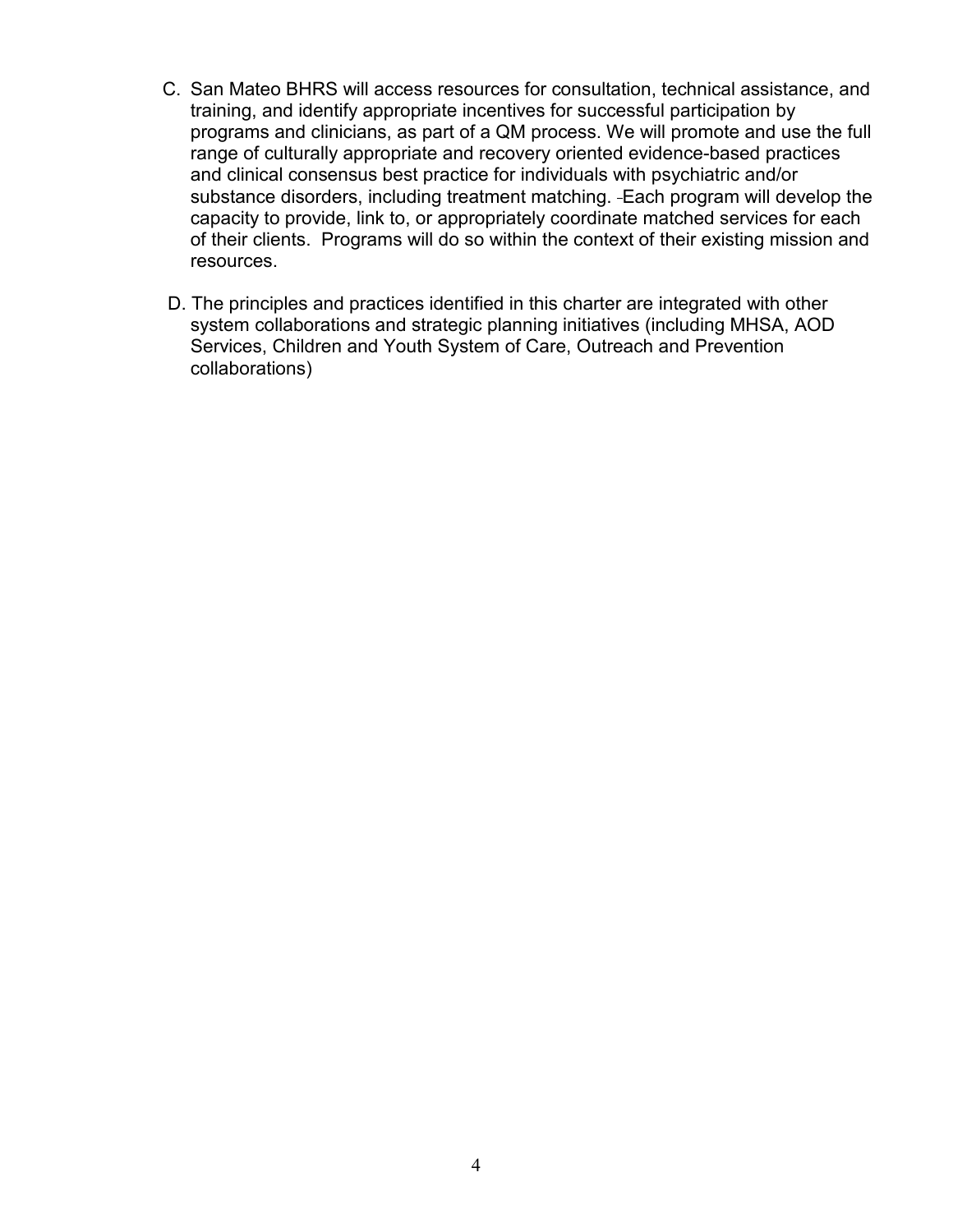C. San Mateo BHRS will access resources for consultation, technical assistance, and training, and identify appropriate incentives for successful participation by programs and clinicians, as part of a QM process. We will promote and use the full range of culturally appropriate and recovery oriented evidence-based practices and clinical consensus best practice for individuals with psychiatric and/or substance disorders, including treatment matching. Each program will develop the capacity to provide, link to, or appropriately coordinate matched services for each of their clients. Programs will do so within the context of their existing mission and resources.

D. The principles and practices identified in this charter are integrated with other system collaborations and strategic planning initiatives (including MHSA, AOD Services, Children and Youth System of Care, Outreach and Prevention collaborations)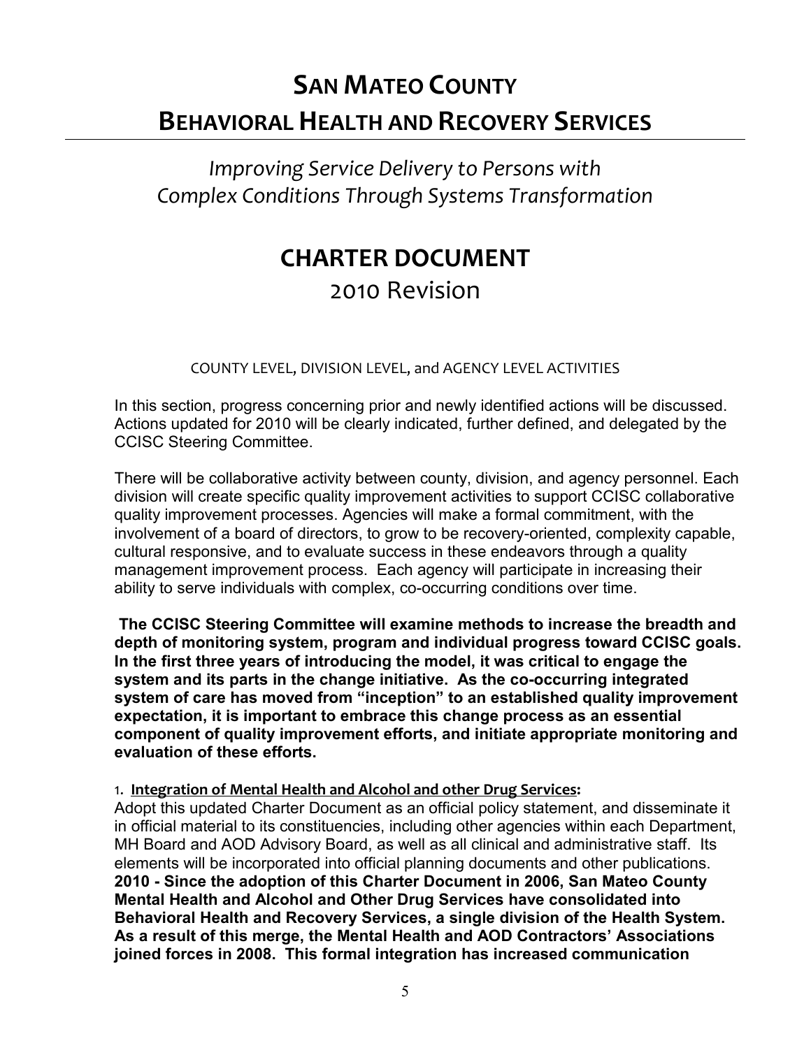# San Mateo County

# Behavioral Health and Recovery Services

*Improving Service Delivery to Persons with Complex Conditions Through Systems Transformation*

## CHARTER DOCUMENT

## 2010 Revision

COUNTY LEVEL, DIVISION LEVEL, and AGENCY LEVEL ACTIVITIES

In this section, progress concerning prior and newly identified actions will be discussed. Actions updated for 2010 will be clearly indicated, further defined, and delegated by the CCISC Steering Committee.

There will be collaborative activity between county, division, and agency personnel. Each division will create specific quality improvement activities to support CCISC collaborative quality improvement processes. Agencies will make a formal commitment, with the involvement of a board of directors, to grow to be recovery-oriented, complexity capable, cultural responsive, and to evaluate success in these endeavors through a quality management improvement process. Each agency will participate in increasing their ability to serve individuals with complex, co-occurring conditions over time.

**The CCISC Steering Committee will examine methods to increase the breadth and depth of monitoring system, program and individual progress toward CCISC goals. In the first three years of introducing the model, it was critical to engage the system and its parts in the change initiative. As the co-occurring integrated system of care has moved from "inception" to an established quality improvement expectation, it is important to embrace this change process as an essential component of quality improvement efforts, and initiate appropriate monitoring and evaluation of these efforts.**

1. **Integration of Mental Health and Alcohol and other Drug Services:**

Adopt this updated Charter Document as an official policy statement, and disseminate it in official material to its constituencies, including other agencies within each Department, MH Board and AOD Advisory Board, as well as all clinical and administrative staff. Its elements will be incorporated into official planning documents and other publications. **2010 - Since the adoption of this Charter Document in 2006, San Mateo County Mental Health and Alcohol and Other Drug Services have consolidated into Behavioral Health and Recovery Services, a single division of the Health System. As a result of this merge, the Mental Health and AOD Contractors' Associations joined forces in 2008. This formal integration has increased communication**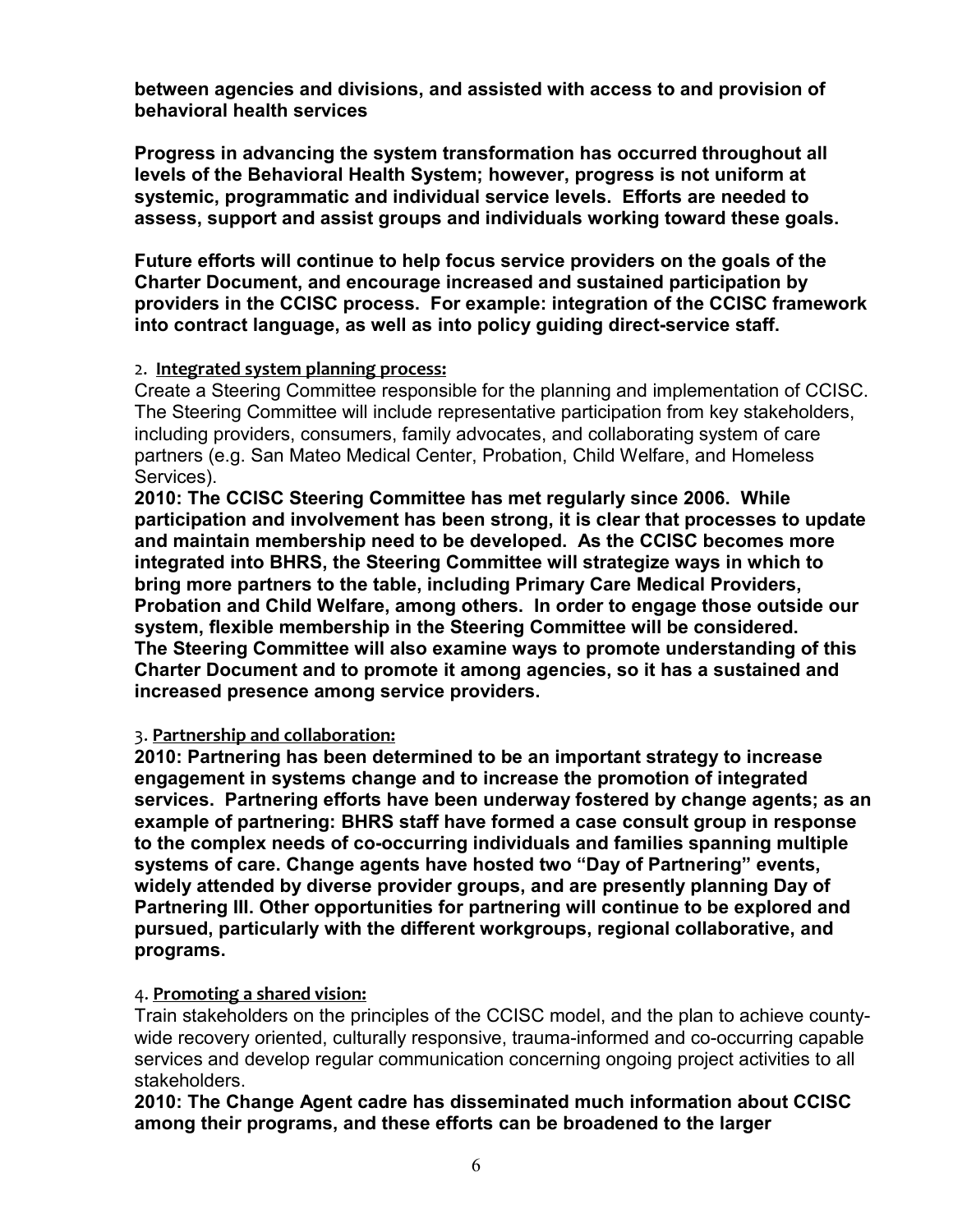**between agencies and divisions, and assisted with access to and provision of behavioral health services**

**Progress in advancing the system transformation has occurred throughout all levels of the Behavioral Health System; however, progress is not uniform at systemic, programmatic and individual service levels. Efforts are needed to assess, support and assist groups and individuals working toward these goals.**

**Future efforts will continue to help focus service providers on the goals of the Charter Document, and encourage increased and sustained participation by providers in the CCISC process. For example: integration of the CCISC framework into contract language, as well as into policy guiding direct-service staff.**

2. **Integrated system planning process:**

Create a Steering Committee responsible for the planning and implementation of CCISC. The Steering Committee will include representative participation from key stakeholders, including providers, consumers, family advocates, and collaborating system of care partners (e.g. San Mateo Medical Center, Probation, Child Welfare, and Homeless Services).

**2010: The CCISC Steering Committee has met regularly since 2006. While participation and involvement has been strong, it is clear that processes to update and maintain membership need to be developed. As the CCISC becomes more integrated into BHRS, the Steering Committee will strategize ways in which to bring more partners to the table, including Primary Care Medical Providers, Probation and Child Welfare, among others. In order to engage those outside our system, flexible membership in the Steering Committee will be considered. The Steering Committee will also examine ways to promote understanding of this Charter Document and to promote it among agencies, so it has a sustained and increased presence among service providers.**

3. **Partnership and collaboration:**

**2010: Partnering has been determined to be an important strategy to increase engagement in systems change and to increase the promotion of integrated services. Partnering efforts have been underway fostered by change agents; as an example of partnering: BHRS staff have formed a case consult group in response to the complex needs of co-occurring individuals and families spanning multiple systems of care. Change agents have hosted two "Day of Partnering" events, widely attended by diverse provider groups, and are presently planning Day of Partnering III. Other opportunities for partnering will continue to be explored and pursued, particularly with the different workgroups, regional collaborative, and programs.**

4. **Promoting a shared vision:**

Train stakeholders on the principles of the CCISC model, and the plan to achieve county-wide recovery oriented, culturally responsive, trauma-informed and co-occurring capable services and develop regular communication concerning ongoing project activities to all stakeholders.

**2010: The Change Agent cadre has disseminated much information about CCISC among their programs, and these efforts can be broadened to the larger**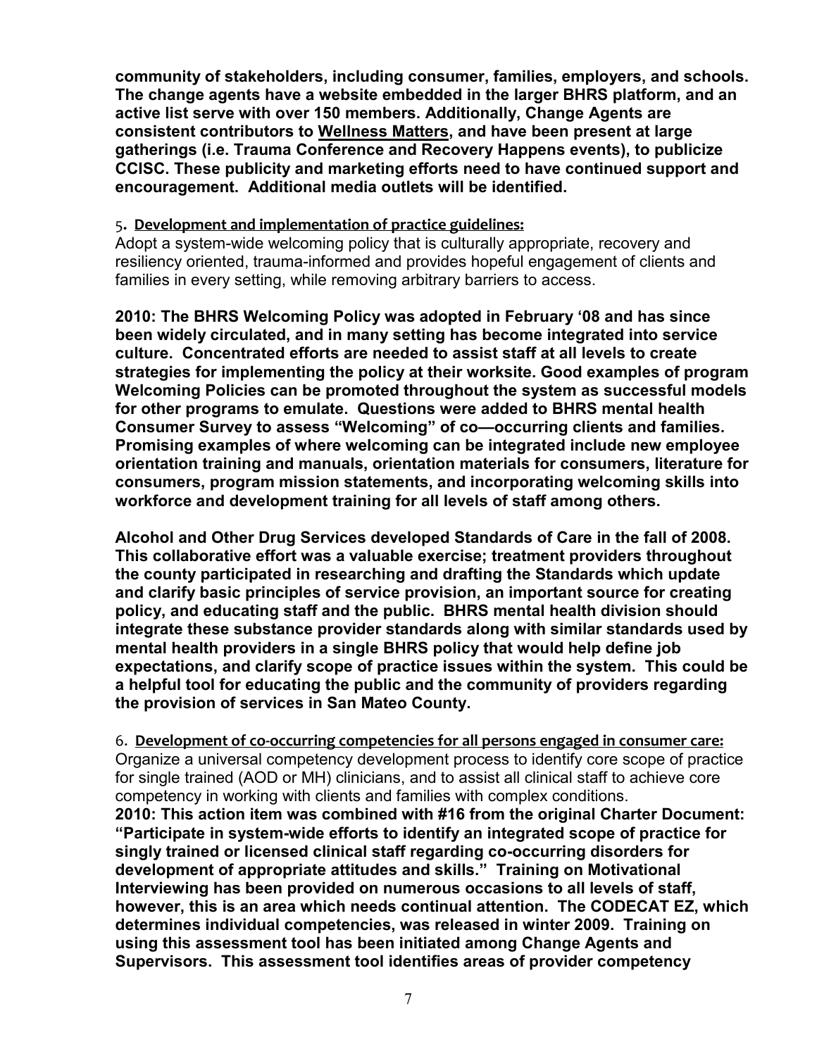**community of stakeholders, including consumer, families, employers, and schools. The change agents have a website embedded in the larger BHRS platform, and an active list serve with over 150 members. Additionally, Change Agents are consistent contributors to <u>Wellness Matters</u>, and have been present at large gatherings (i.e. Trauma Conference and Recovery Happens events), to publicize CCISC. These publicity and marketing efforts need to have continued support and encouragement. Additional media outlets will be identified.**

5. **<u>Development and implementation of practice guidelines:</u>**
Adopt a system-wide welcoming policy that is culturally appropriate, recovery and resiliency oriented, trauma-informed and provides hopeful engagement of clients and families in every setting, while removing arbitrary barriers to access.

**2010: The BHRS Welcoming Policy was adopted in February '08 and has since been widely circulated, and in many setting has become integrated into service culture. Concentrated efforts are needed to assist staff at all levels to create strategies for implementing the policy at their worksite. Good examples of program Welcoming Policies can be promoted throughout the system as successful models for other programs to emulate. Questions were added to BHRS mental health Consumer Survey to assess "Welcoming" of co—occurring clients and families. Promising examples of where welcoming can be integrated include new employee orientation training and manuals, orientation materials for consumers, literature for consumers, program mission statements, and incorporating welcoming skills into workforce and development training for all levels of staff among others.**

**Alcohol and Other Drug Services developed Standards of Care in the fall of 2008. This collaborative effort was a valuable exercise; treatment providers throughout the county participated in researching and drafting the Standards which update and clarify basic principles of service provision, an important source for creating policy, and educating staff and the public. BHRS mental health division should integrate these substance provider standards along with similar standards used by mental health providers in a single BHRS policy that would help define job expectations, and clarify scope of practice issues within the system. This could be a helpful tool for educating the public and the community of providers regarding the provision of services in San Mateo County.**

6. **<u>Development of co-occurring competencies for all persons engaged in consumer care:</u>**
Organize a universal competency development process to identify core scope of practice for single trained (AOD or MH) clinicians, and to assist all clinical staff to achieve core competency in working with clients and families with complex conditions.
**2010: This action item was combined with #16 from the original Charter Document: "Participate in system-wide efforts to identify an integrated scope of practice for singly trained or licensed clinical staff regarding co-occurring disorders for development of appropriate attitudes and skills." Training on Motivational Interviewing has been provided on numerous occasions to all levels of staff, however, this is an area which needs continual attention. The CODECAT EZ, which determines individual competencies, was released in winter 2009. Training on using this assessment tool has been initiated among Change Agents and Supervisors. This assessment tool identifies areas of provider competency**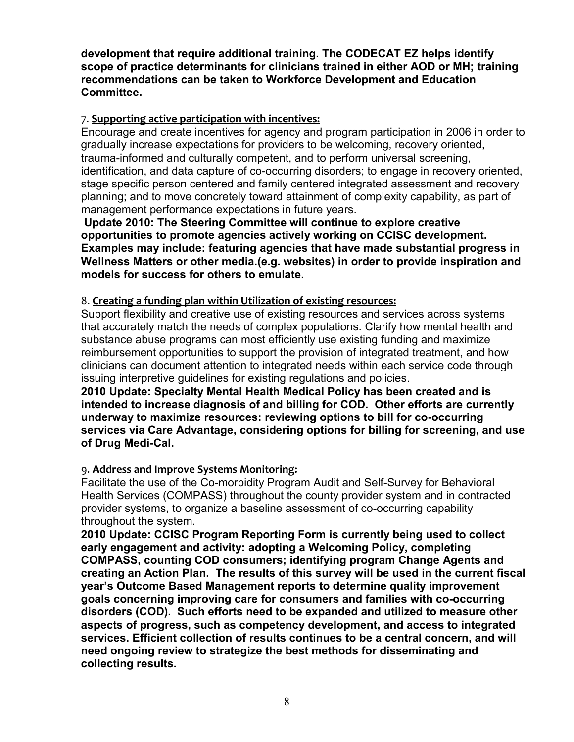**development that require additional training. The CODECAT EZ helps identify scope of practice determinants for clinicians trained in either AOD or MH; training recommendations can be taken to Workforce Development and Education Committee.**

7. **Supporting active participation with incentives:**

Encourage and create incentives for agency and program participation in 2006 in order to gradually increase expectations for providers to be welcoming, recovery oriented, trauma-informed and culturally competent, and to perform universal screening, identification, and data capture of co-occurring disorders; to engage in recovery oriented, stage specific person centered and family centered integrated assessment and recovery planning; and to move concretely toward attainment of complexity capability, as part of management performance expectations in future years.

**Update 2010: The Steering Committee will continue to explore creative opportunities to promote agencies actively working on CCISC development. Examples may include: featuring agencies that have made substantial progress in Wellness Matters or other media.(e.g. websites) in order to provide inspiration and models for success for others to emulate.**

8. **Creating a funding plan within Utilization of existing resources:**

Support flexibility and creative use of existing resources and services across systems that accurately match the needs of complex populations. Clarify how mental health and substance abuse programs can most efficiently use existing funding and maximize reimbursement opportunities to support the provision of integrated treatment, and how clinicians can document attention to integrated needs within each service code through issuing interpretive guidelines for existing regulations and policies.

**2010 Update: Specialty Mental Health Medical Policy has been created and is intended to increase diagnosis of and billing for COD. Other efforts are currently underway to maximize resources: reviewing options to bill for co-occurring services via Care Advantage, considering options for billing for screening, and use of Drug Medi-Cal.**

9. **Address and Improve Systems Monitoring:**

Facilitate the use of the Co-morbidity Program Audit and Self-Survey for Behavioral Health Services (COMPASS) throughout the county provider system and in contracted provider systems, to organize a baseline assessment of co-occurring capability throughout the system.

**2010 Update: CCISC Program Reporting Form is currently being used to collect early engagement and activity: adopting a Welcoming Policy, completing COMPASS, counting COD consumers; identifying program Change Agents and creating an Action Plan. The results of this survey will be used in the current fiscal year's Outcome Based Management reports to determine quality improvement goals concerning improving care for consumers and families with co-occurring disorders (COD). Such efforts need to be expanded and utilized to measure other aspects of progress, such as competency development, and access to integrated services. Efficient collection of results continues to be a central concern, and will need ongoing review to strategize the best methods for disseminating and collecting results.**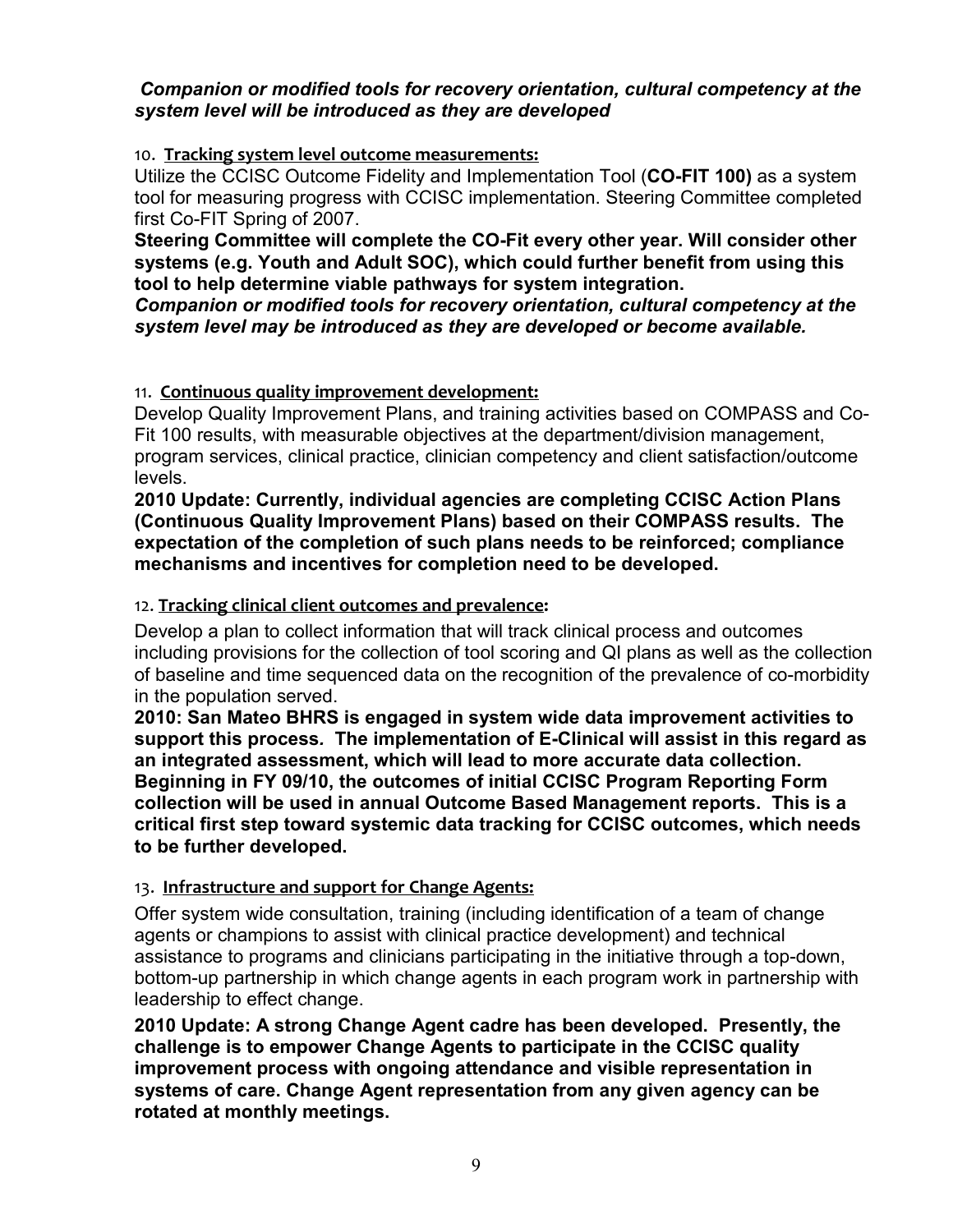***Companion or modified tools for recovery orientation, cultural competency at the system level will be introduced as they are developed***

10. **Tracking system level outcome measurements:**

Utilize the CCISC Outcome Fidelity and Implementation Tool (**CO-FIT 100)** as a system tool for measuring progress with CCISC implementation. Steering Committee completed first Co-FIT Spring of 2007.

**Steering Committee will complete the CO-Fit every other year. Will consider other systems (e.g. Youth and Adult SOC), which could further benefit from using this tool to help determine viable pathways for system integration.**

***Companion or modified tools for recovery orientation, cultural competency at the system level may be introduced as they are developed or become available.***

11. **Continuous quality improvement development:**

Develop Quality Improvement Plans, and training activities based on COMPASS and Co-Fit 100 results, with measurable objectives at the department/division management, program services, clinical practice, clinician competency and client satisfaction/outcome levels.

**2010 Update: Currently, individual agencies are completing CCISC Action Plans (Continuous Quality Improvement Plans) based on their COMPASS results. The expectation of the completion of such plans needs to be reinforced; compliance mechanisms and incentives for completion need to be developed.**

12. **Tracking clinical client outcomes and prevalence:**

Develop a plan to collect information that will track clinical process and outcomes including provisions for the collection of tool scoring and QI plans as well as the collection of baseline and time sequenced data on the recognition of the prevalence of co-morbidity in the population served.

**2010: San Mateo BHRS is engaged in system wide data improvement activities to support this process. The implementation of E-Clinical will assist in this regard as an integrated assessment, which will lead to more accurate data collection. Beginning in FY 09/10, the outcomes of initial CCISC Program Reporting Form collection will be used in annual Outcome Based Management reports. This is a critical first step toward systemic data tracking for CCISC outcomes, which needs to be further developed.**

13. **Infrastructure and support for Change Agents:**

Offer system wide consultation, training (including identification of a team of change agents or champions to assist with clinical practice development) and technical assistance to programs and clinicians participating in the initiative through a top-down, bottom-up partnership in which change agents in each program work in partnership with leadership to effect change.

**2010 Update: A strong Change Agent cadre has been developed. Presently, the challenge is to empower Change Agents to participate in the CCISC quality improvement process with ongoing attendance and visible representation in systems of care. Change Agent representation from any given agency can be rotated at monthly meetings.**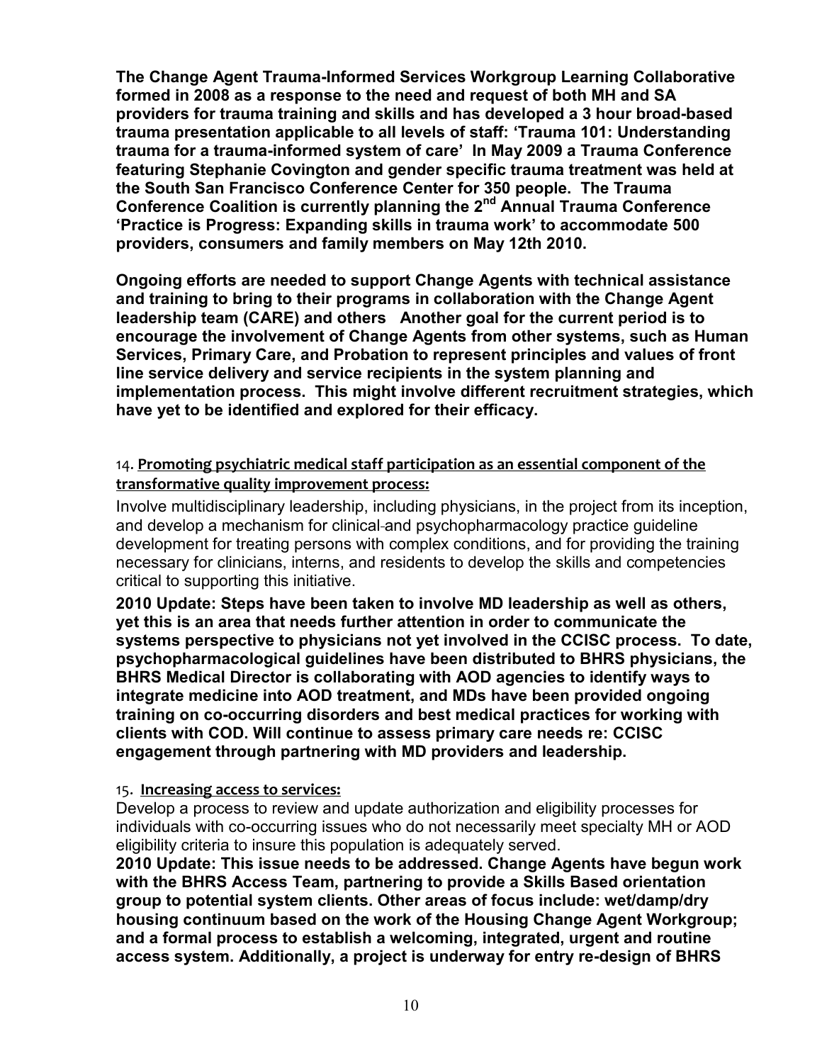**The Change Agent Trauma-Informed Services Workgroup Learning Collaborative formed in 2008 as a response to the need and request of both MH and SA providers for trauma training and skills and has developed a 3 hour broad-based trauma presentation applicable to all levels of staff: 'Trauma 101: Understanding trauma for a trauma-informed system of care' In May 2009 a Trauma Conference featuring Stephanie Covington and gender specific trauma treatment was held at the South San Francisco Conference Center for 350 people. The Trauma Conference Coalition is currently planning the 2nd Annual Trauma Conference 'Practice is Progress: Expanding skills in trauma work' to accommodate 500 providers, consumers and family members on May 12th 2010.**

**Ongoing efforts are needed to support Change Agents with technical assistance and training to bring to their programs in collaboration with the Change Agent leadership team (CARE) and others Another goal for the current period is to encourage the involvement of Change Agents from other systems, such as Human Services, Primary Care, and Probation to represent principles and values of front line service delivery and service recipients in the system planning and implementation process. This might involve different recruitment strategies, which have yet to be identified and explored for their efficacy.**

14. **<u>Promoting psychiatric medical staff participation as an essential component of the transformative quality improvement process:</u>**

Involve multidisciplinary leadership, including physicians, in the project from its inception, and develop a mechanism for clinical and psychopharmacology practice guideline development for treating persons with complex conditions, and for providing the training necessary for clinicians, interns, and residents to develop the skills and competencies critical to supporting this initiative.

**2010 Update: Steps have been taken to involve MD leadership as well as others, yet this is an area that needs further attention in order to communicate the systems perspective to physicians not yet involved in the CCISC process. To date, psychopharmacological guidelines have been distributed to BHRS physicians, the BHRS Medical Director is collaborating with AOD agencies to identify ways to integrate medicine into AOD treatment, and MDs have been provided ongoing training on co-occurring disorders and best medical practices for working with clients with COD. Will continue to assess primary care needs re: CCISC engagement through partnering with MD providers and leadership.**

15. **<u>Increasing access to services:</u>**

Develop a process to review and update authorization and eligibility processes for individuals with co-occurring issues who do not necessarily meet specialty MH or AOD eligibility criteria to insure this population is adequately served.

**2010 Update: This issue needs to be addressed. Change Agents have begun work with the BHRS Access Team, partnering to provide a Skills Based orientation group to potential system clients. Other areas of focus include: wet/damp/dry housing continuum based on the work of the Housing Change Agent Workgroup; and a formal process to establish a welcoming, integrated, urgent and routine access system. Additionally, a project is underway for entry re-design of BHRS**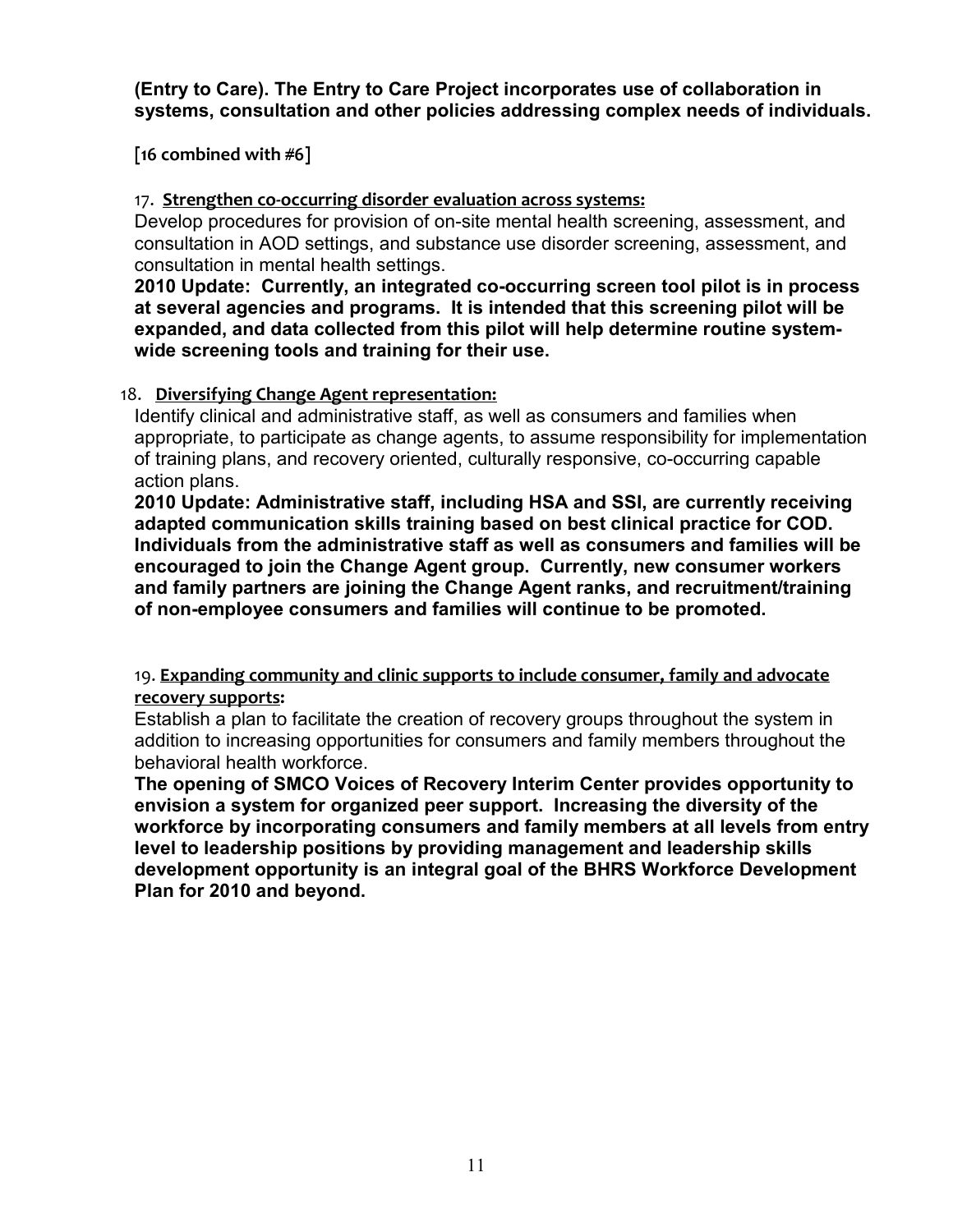**(Entry to Care). The Entry to Care Project incorporates use of collaboration in systems, consultation and other policies addressing complex needs of individuals.**

**[16 combined with #6]**

17. **Strengthen co-occurring disorder evaluation across systems:**
Develop procedures for provision of on-site mental health screening, assessment, and consultation in AOD settings, and substance use disorder screening, assessment, and consultation in mental health settings.
**2010 Update: Currently, an integrated co-occurring screen tool pilot is in process at several agencies and programs. It is intended that this screening pilot will be expanded, and data collected from this pilot will help determine routine system-wide screening tools and training for their use.**

18. **Diversifying Change Agent representation:**
Identify clinical and administrative staff, as well as consumers and families when appropriate, to participate as change agents, to assume responsibility for implementation of training plans, and recovery oriented, culturally responsive, co-occurring capable action plans.
**2010 Update: Administrative staff, including HSA and SSI, are currently receiving adapted communication skills training based on best clinical practice for COD. Individuals from the administrative staff as well as consumers and families will be encouraged to join the Change Agent group. Currently, new consumer workers and family partners are joining the Change Agent ranks, and recruitment/training of non-employee consumers and families will continue to be promoted.**

19. **Expanding community and clinic supports to include consumer, family and advocate recovery supports:**
Establish a plan to facilitate the creation of recovery groups throughout the system in addition to increasing opportunities for consumers and family members throughout the behavioral health workforce.
**The opening of SMCO Voices of Recovery Interim Center provides opportunity to envision a system for organized peer support. Increasing the diversity of the workforce by incorporating consumers and family members at all levels from entry level to leadership positions by providing management and leadership skills development opportunity is an integral goal of the BHRS Workforce Development Plan for 2010 and beyond.**